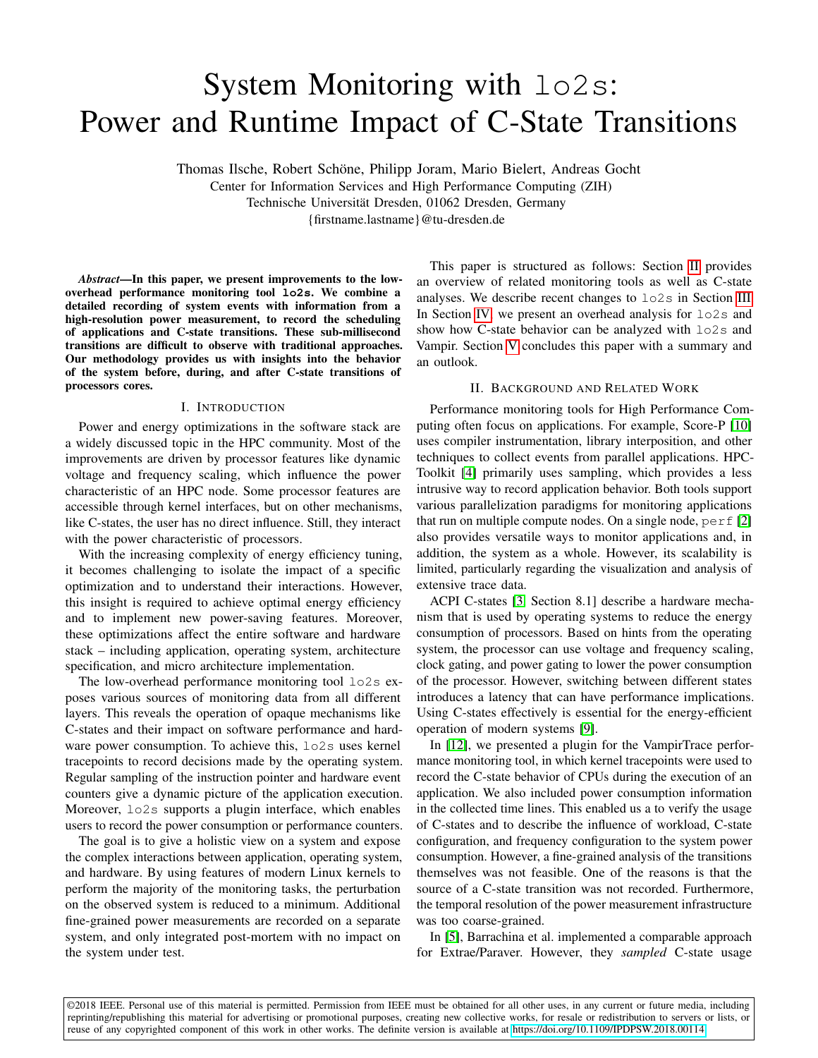# System Monitoring with lo2s: Power and Runtime Impact of C-State Transitions

Thomas Ilsche, Robert Schöne, Philipp Joram, Mario Bielert, Andreas Gocht
Center for Information Services and High Performance Computing (ZIH)
Technische Universität Dresden, 01062 Dresden, Germany
{firstname.lastname}@tu-dresden.de

***Abstract*—In this paper, we present improvements to the low-overhead performance monitoring tool lo2s. We combine a detailed recording of system events with information from a high-resolution power measurement, to record the scheduling of applications and C-state transitions. These sub-millisecond transitions are difficult to observe with traditional approaches. Our methodology provides us with insights into the behavior of the system before, during, and after C-state transitions of processors cores.**

## I. Introduction

Power and energy optimizations in the software stack are a widely discussed topic in the HPC community. Most of the improvements are driven by processor features like dynamic voltage and frequency scaling, which influence the power characteristic of an HPC node. Some processor features are accessible through kernel interfaces, but on other mechanisms, like C-states, the user has no direct influence. Still, they interact with the power characteristic of processors.

With the increasing complexity of energy efficiency tuning, it becomes challenging to isolate the impact of a specific optimization and to understand their interactions. However, this insight is required to achieve optimal energy efficiency and to implement new power-saving features. Moreover, these optimizations affect the entire software and hardware stack – including application, operating system, architecture specification, and micro architecture implementation.

The low-overhead performance monitoring tool lo2s exposes various sources of monitoring data from all different layers. This reveals the operation of opaque mechanisms like C-states and their impact on software performance and hardware power consumption. To achieve this, lo2s uses kernel tracepoints to record decisions made by the operating system. Regular sampling of the instruction pointer and hardware event counters give a dynamic picture of the application execution. Moreover, lo2s supports a plugin interface, which enables users to record the power consumption or performance counters.

The goal is to give a holistic view on a system and expose the complex interactions between application, operating system, and hardware. By using features of modern Linux kernels to perform the majority of the monitoring tasks, the perturbation on the observed system is reduced to a minimum. Additional fine-grained power measurements are recorded on a separate system, and only integrated post-mortem with no impact on the system under test.

This paper is structured as follows: Section II provides an overview of related monitoring tools as well as C-state analyses. We describe recent changes to lo2s in Section III. In Section IV, we present an overhead analysis for lo2s and show how C-state behavior can be analyzed with lo2s and Vampir. Section V concludes this paper with a summary and an outlook.

## II. Background and Related Work

Performance monitoring tools for High Performance Computing often focus on applications. For example, Score-P [10] uses compiler instrumentation, library interposition, and other techniques to collect events from parallel applications. HPCToolkit [4] primarily uses sampling, which provides a less intrusive way to record application behavior. Both tools support various parallelization paradigms for monitoring applications that run on multiple compute nodes. On a single node, perf [2] also provides versatile ways to monitor applications and, in addition, the system as a whole. However, its scalability is limited, particularly regarding the visualization and analysis of extensive trace data.

ACPI C-states [3, Section 8.1] describe a hardware mechanism that is used by operating systems to reduce the energy consumption of processors. Based on hints from the operating system, the processor can use voltage and frequency scaling, clock gating, and power gating to lower the power consumption of the processor. However, switching between different states introduces a latency that can have performance implications. Using C-states effectively is essential for the energy-efficient operation of modern systems [9].

In [12], we presented a plugin for the VampirTrace performance monitoring tool, in which kernel tracepoints were used to record the C-state behavior of CPUs during the execution of an application. We also included power consumption information in the collected time lines. This enabled us a to verify the usage of C-states and to describe the influence of workload, C-state configuration, and frequency configuration to the system power consumption. However, a fine-grained analysis of the transitions themselves was not feasible. One of the reasons is that the source of a C-state transition was not recorded. Furthermore, the temporal resolution of the power measurement infrastructure was too coarse-grained.

In [5], Barrachina et al. implemented a comparable approach for Extrae/Paraver. However, they *sampled* C-state usage

©2018 IEEE. Personal use of this material is permitted. Permission from IEEE must be obtained for all other uses, in any current or future media, including reprinting/republishing this material for advertising or promotional purposes, creating new collective works, for resale or redistribution to servers or lists, or reuse of any copyrighted component of this work in other works. The definite version is available at https://doi.org/10.1109/IPDPSW.2018.00114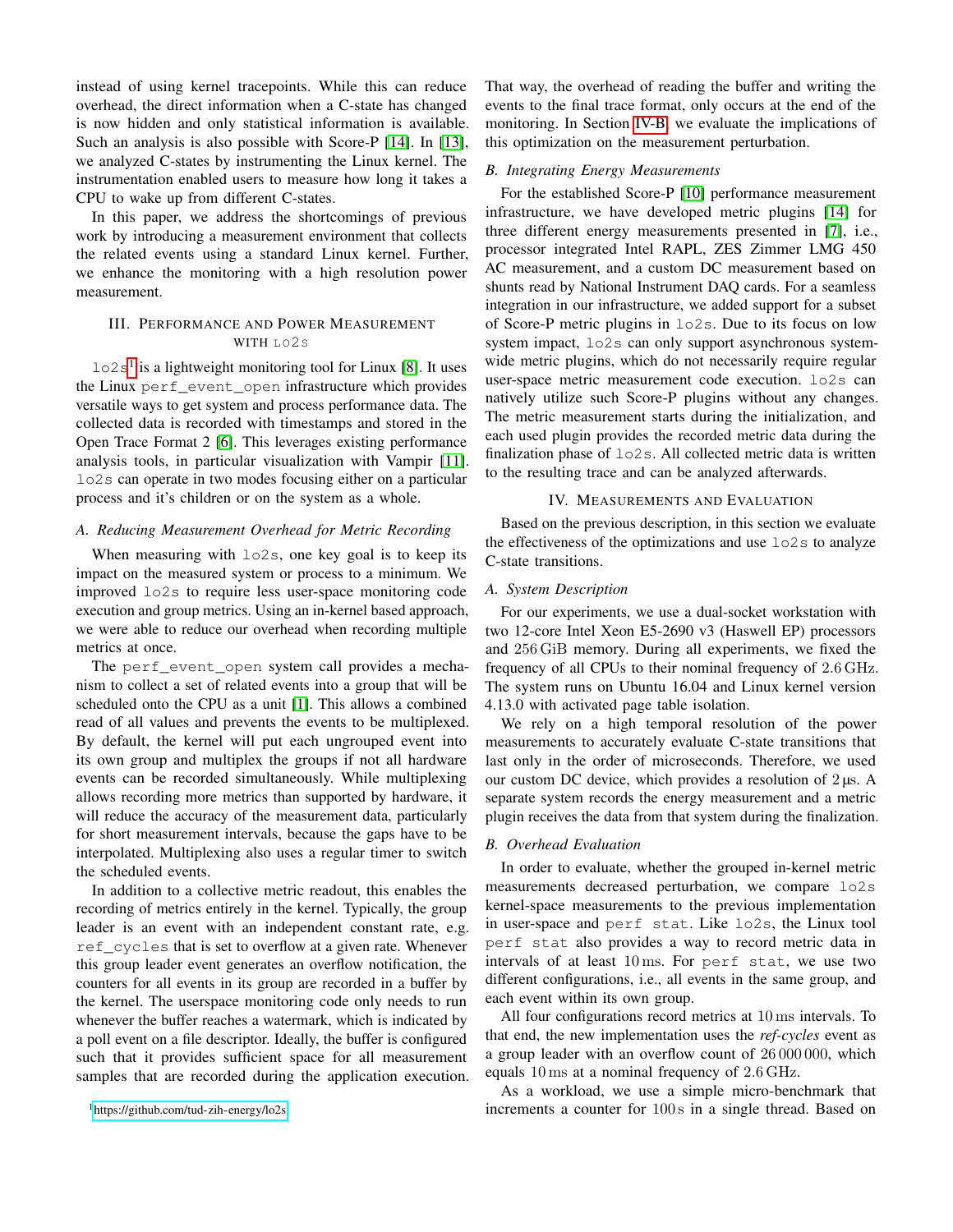instead of using kernel tracepoints. While this can reduce overhead, the direct information when a C-state has changed is now hidden and only statistical information is available. Such an analysis is also possible with Score-P [14]. In [13], we analyzed C-states by instrumenting the Linux kernel. The instrumentation enabled users to measure how long it takes a CPU to wake up from different C-states.

In this paper, we address the shortcomings of previous work by introducing a measurement environment that collects the related events using a standard Linux kernel. Further, we enhance the monitoring with a high resolution power measurement.

## III. Performance and Power Measurement with lo2s

lo2s[1] is a lightweight monitoring tool for Linux [8]. It uses the Linux `perf_event_open` infrastructure which provides versatile ways to get system and process performance data. The collected data is recorded with timestamps and stored in the Open Trace Format 2 [6]. This leverages existing performance analysis tools, in particular visualization with Vampir [11]. lo2s can operate in two modes focusing either on a particular process and it's children or on the system as a whole.

### A. Reducing Measurement Overhead for Metric Recording

When measuring with lo2s, one key goal is to keep its impact on the measured system or process to a minimum. We improved lo2s to require less user-space monitoring code execution and group metrics. Using an in-kernel based approach, we were able to reduce our overhead when recording multiple metrics at once.

The `perf_event_open` system call provides a mechanism to collect a set of related events into a group that will be scheduled onto the CPU as a unit [1]. This allows a combined read of all values and prevents the events to be multiplexed. By default, the kernel will put each ungrouped event into its own group and multiplex the groups if not all hardware events can be recorded simultaneously. While multiplexing allows recording more metrics than supported by hardware, it will reduce the accuracy of the measurement data, particularly for short measurement intervals, because the gaps have to be interpolated. Multiplexing also uses a regular timer to switch the scheduled events.

In addition to a collective metric readout, this enables the recording of metrics entirely in the kernel. Typically, the group leader is an event with an independent constant rate, e.g. `ref_cycles` that is set to overflow at a given rate. Whenever this group leader event generates an overflow notification, the counters for all events in its group are recorded in a buffer by the kernel. The userspace monitoring code only needs to run whenever the buffer reaches a watermark, which is indicated by a poll event on a file descriptor. Ideally, the buffer is configured such that it provides sufficient space for all measurement samples that are recorded during the application execution. That way, the overhead of reading the buffer and writing the events to the final trace format, only occurs at the end of the monitoring. In Section IV-B, we evaluate the implications of this optimization on the measurement perturbation.

### B. Integrating Energy Measurements

For the established Score-P [10] performance measurement infrastructure, we have developed metric plugins [14] for three different energy measurements presented in [7], i.e., processor integrated Intel RAPL, ZES Zimmer LMG 450 AC measurement, and a custom DC measurement based on shunts read by National Instrument DAQ cards. For a seamless integration in our infrastructure, we added support for a subset of Score-P metric plugins in lo2s. Due to its focus on low system impact, lo2s can only support asynchronous system-wide metric plugins, which do not necessarily require regular user-space metric measurement code execution. lo2s can natively utilize such Score-P plugins without any changes. The metric measurement starts during the initialization, and each used plugin provides the recorded metric data during the finalization phase of lo2s. All collected metric data is written to the resulting trace and can be analyzed afterwards.

## IV. Measurements and Evaluation

Based on the previous description, in this section we evaluate the effectiveness of the optimizations and use lo2s to analyze C-state transitions.

### A. System Description

For our experiments, we use a dual-socket workstation with two 12-core Intel Xeon E5-2690 v3 (Haswell EP) processors and 256 GiB memory. During all experiments, we fixed the frequency of all CPUs to their nominal frequency of 2.6 GHz. The system runs on Ubuntu 16.04 and Linux kernel version 4.13.0 with activated page table isolation.

We rely on a high temporal resolution of the power measurements to accurately evaluate C-state transitions that last only in the order of microseconds. Therefore, we used our custom DC device, which provides a resolution of 2 µs. A separate system records the energy measurement and a metric plugin receives the data from that system during the finalization.

### B. Overhead Evaluation

In order to evaluate, whether the grouped in-kernel metric measurements decreased perturbation, we compare lo2s kernel-space measurements to the previous implementation in user-space and `perf stat`. Like lo2s, the Linux tool `perf stat` also provides a way to record metric data in intervals of at least 10 ms. For `perf stat`, we use two different configurations, i.e., all events in the same group, and each event within its own group.

All four configurations record metrics at 10 ms intervals. To that end, the new implementation uses the *ref-cycles* event as a group leader with an overflow count of 26 000 000, which equals 10 ms at a nominal frequency of 2.6 GHz.

As a workload, we use a simple micro-benchmark that increments a counter for 100 s in a single thread. Based on

[1] https://github.com/tud-zih-energy/lo2s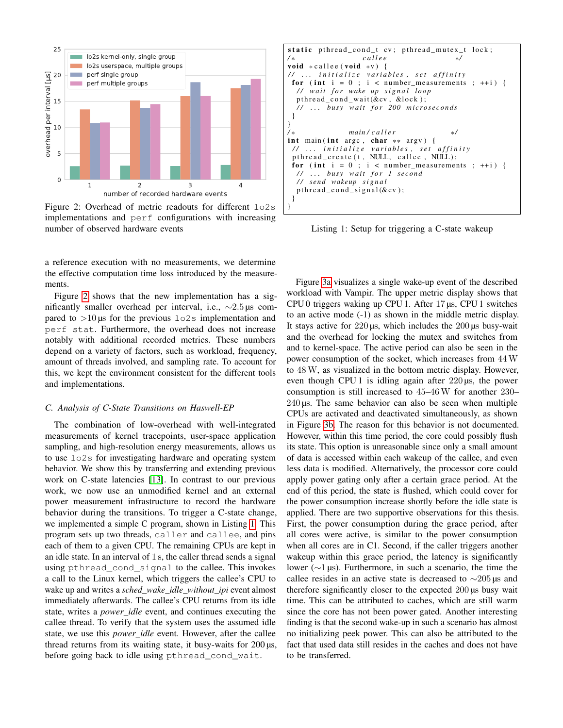Figure 2: Overhead of metric readouts for different `lo2s` implementations and `perf` configurations with increasing number of observed hardware events

```
static pthread_cond_t cv; pthread_mutex_t lock;
/*                  callee                   */
void *callee(void *v) {
// ... initialize variables, set affinity
 for (int i = 0 ; i < number_measurements ; ++i) {
  // wait for wake up signal loop
  pthread_cond_wait(&cv, &lock);
  // ... busy wait for 200 microseconds
 }
}
/*               main/caller                 */
int main(int argc, char ** argv) {
 // ... initialize variables, set affinity
 pthread_create(t, NULL, callee, NULL);
 for (int i = 0 ; i < number_measurements ; ++i) {
  // ... busy wait for 1 second
  // send wakeup signal
  pthread_cond_signal(&cv);
 }
}
```

Listing 1: Setup for triggering a C-state wakeup

a reference execution with no measurements, we determine the effective computation time loss introduced by the measurements.

Figure 2 shows that the new implementation has a significantly smaller overhead per interval, i.e., $\sim$2.5 µs compared to >10 µs for the previous `lo2s` implementation and `perf stat`. Furthermore, the overhead does not increase notably with additional recorded metrics. These numbers depend on a variety of factors, such as workload, frequency, amount of threads involved, and sampling rate. To account for this, we kept the environment consistent for the different tools and implementations.

### C. Analysis of C-State Transitions on Haswell-EP

The combination of low-overhead with well-integrated measurements of kernel tracepoints, user-space application sampling, and high-resolution energy measurements, allows us to use `lo2s` for investigating hardware and operating system behavior. We show this by transferring and extending previous work on C-state latencies [13]. In contrast to our previous work, we now use an unmodified kernel and an external power measurement infrastructure to record the hardware behavior during the transitions. To trigger a C-state change, we implemented a simple C program, shown in Listing 1. This program sets up two threads, `caller` and `callee`, and pins each of them to a given CPU. The remaining CPUs are kept in an idle state. In an interval of 1 s, the caller thread sends a signal using `pthread_cond_signal` to the callee. This invokes a call to the Linux kernel, which triggers the callee's CPU to wake up and writes a *sched_wake_idle_without_ipi* event almost immediately afterwards. The callee's CPU returns from its idle state, writes a *power_idle* event, and continues executing the callee thread. To verify that the system uses the assumed idle state, we use this *power_idle* event. However, after the callee thread returns from its waiting state, it busy-waits for 200 µs, before going back to idle using `pthread_cond_wait`.

Figure 3a visualizes a single wake-up event of the described workload with Vampir. The upper metric display shows that CPU 0 triggers waking up CPU 1. After 17 µs, CPU 1 switches to an active mode (-1) as shown in the middle metric display. It stays active for 220 µs, which includes the 200 µs busy-wait and the overhead for locking the mutex and switches from and to kernel-space. The active period can also be seen in the power consumption of the socket, which increases from 44 W to 48 W, as visualized in the bottom metric display. However, even though CPU 1 is idling again after 220 µs, the power consumption is still increased to 45–46 W for another 230–240 µs. The same behavior can also be seen when multiple CPUs are activated and deactivated simultaneously, as shown in Figure 3b. The reason for this behavior is not documented. However, within this time period, the core could possibly flush its state. This option is unreasonable since only a small amount of data is accessed within each wakeup of the callee, and even less data is modified. Alternatively, the processor core could apply power gating only after a certain grace period. At the end of this period, the state is flushed, which could cover for the power consumption increase shortly before the idle state is applied. There are two supportive observations for this thesis. First, the power consumption during the grace period, after all cores were active, is similar to the power consumption when all cores are in C1. Second, if the caller triggers another wakeup within this grace period, the latency is significantly lower ($\sim$1 µs). Furthermore, in such a scenario, the time the callee resides in an active state is decreased to $\sim$205 µs and therefore significantly closer to the expected 200 µs busy wait time. This can be attributed to caches, which are still warm since the core has not been power gated. Another interesting finding is that the second wake-up in such a scenario has almost no initializing peek power. This can also be attributed to the fact that used data still resides in the caches and does not have to be transferred.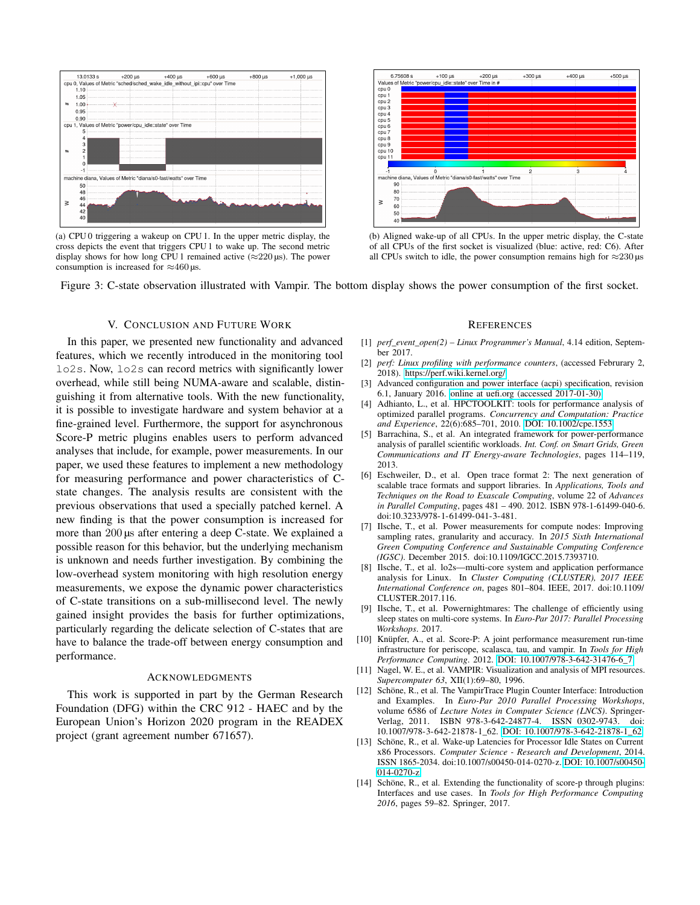13.0133 s +200 µs +400 µs +600 µs +800 µs +1,000 µs

cpu 0, Values of Metric "sched/sched_wake_idle_without_ipi::cpu" over Time

1.10
1.05
1.00
0.95
0.90

cpu 1, Values of Metric "power/cpu_idle::state" over Time

5
4
3
2
1
0
-1

machine diana, Values of Metric "diana/s0-fast/watts" over Time

50
48
46
44
42
40

W

(a) CPU 0 triggering a wakeup on CPU 1. In the upper metric display, the cross depicts the event that triggers CPU 1 to wake up. The second metric display shows for how long CPU 1 remained active (≈220 µs). The power consumption is increased for ≈460 µs.

6.75608 s +100 µs +200 µs +300 µs +400 µs +500 µs

Values of Metric "power/cpu_idle::state" over Time in #

cpu 0
cpu 1
cpu 2
cpu 3
cpu 4
cpu 5
cpu 6
cpu 7
cpu 8
cpu 9
cpu 10
cpu 11

-1 0 1 2 3 4

machine diana, Values of Metric "diana/s0-fast/watts" over Time

90
80
70
60
50
40

W

(b) Aligned wake-up of all CPUs. In the upper metric display, the C-state of all CPUs of the first socket is visualized (blue: active, red: C6). After all CPUs switch to idle, the power consumption remains high for ≈230 µs

Figure 3: C-state observation illustrated with Vampir. The bottom display shows the power consumption of the first socket.

## V. Conclusion and Future Work

In this paper, we presented new functionality and advanced features, which we recently introduced in the monitoring tool `lo2s`. Now, `lo2s` can record metrics with significantly lower overhead, while still being NUMA-aware and scalable, distinguishing it from alternative tools. With the new functionality, it is possible to investigate hardware and system behavior at a fine-grained level. Furthermore, the support for asynchronous Score-P metric plugins enables users to perform advanced analyses that include, for example, power measurements. In our paper, we used these features to implement a new methodology for measuring performance and power characteristics of C-state changes. The analysis results are consistent with the previous observations that used a specially patched kernel. A new finding is that the power consumption is increased for more than 200 µs after entering a deep C-state. We explained a possible reason for this behavior, but the underlying mechanism is unknown and needs further investigation. By combining the low-overhead system monitoring with high resolution energy measurements, we expose the dynamic power characteristics of C-state transitions on a sub-millisecond level. The newly gained insight provides the basis for further optimizations, particularly regarding the delicate selection of C-states that are have to balance the trade-off between energy consumption and performance.

## Acknowledgments

This work is supported in part by the German Research Foundation (DFG) within the CRC 912 - HAEC and by the European Union's Horizon 2020 program in the READEX project (grant agreement number 671657).

## References

[1] *perf_event_open(2) – Linux Programmer's Manual*, 4.14 edition, September 2017.

[2] *perf: Linux profiling with performance counters*, (accessed Februrary 2, 2018). https://perf.wiki.kernel.org/

[3] Advanced configuration and power interface (acpi) specification, revision 6.1, January 2016. online at uefi.org (accessed 2017-01-30).

[4] Adhianto, L., et al. HPCTOOLKIT: tools for performance analysis of optimized parallel programs. *Concurrency and Computation: Practice and Experience*, 22(6):685–701, 2010. DOI: 10.1002/cpe.1553

[5] Barrachina, S., et al. An integrated framework for power-performance analysis of parallel scientific workloads. *Int. Conf. on Smart Grids, Green Communications and IT Energy-aware Technologies*, pages 114–119, 2013.

[6] Eschweiler, D., et al. Open trace format 2: The next generation of scalable trace formats and support libraries. In *Applications, Tools and Techniques on the Road to Exascale Computing*, volume 22 of *Advances in Parallel Computing*, pages 481 – 490. 2012. ISBN 978-1-61499-040-6. doi:10.3233/978-1-61499-041-3-481.

[7] Ilsche, T., et al. Power measurements for compute nodes: Improving sampling rates, granularity and accuracy. In *2015 Sixth International Green Computing Conference and Sustainable Computing Conference (IGSC)*. December 2015. doi:10.1109/IGCC.2015.7393710.

[8] Ilsche, T., et al. lo2s—multi-core system and application performance analysis for Linux. In *Cluster Computing (CLUSTER), 2017 IEEE International Conference on*, pages 801–804. IEEE, 2017. doi:10.1109/CLUSTER.2017.116.

[9] Ilsche, T., et al. Powernightmares: The challenge of efficiently using sleep states on multi-core systems. In *Euro-Par 2017: Parallel Processing Workshops*. 2017.

[10] Knüpfer, A., et al. Score-P: A joint performance measurement run-time infrastructure for periscope, scalasca, tau, and vampir. In *Tools for High Performance Computing*. 2012. DOI: 10.1007/978-3-642-31476-6_7

[11] Nagel, W. E., et al. VAMPIR: Visualization and analysis of MPI resources. *Supercomputer 63*, XII(1):69–80, 1996.

[12] Schöne, R., et al. The VampirTrace Plugin Counter Interface: Introduction and Examples. In *Euro-Par 2010 Parallel Processing Workshops*, volume 6586 of *Lecture Notes in Computer Science (LNCS)*. Springer-Verlag, 2011. ISBN 978-3-642-24877-4. ISSN 0302-9743. doi:10.1007/978-3-642-21878-1_62. DOI: 10.1007/978-3-642-21878-1_62

[13] Schöne, R., et al. Wake-up Latencies for Processor Idle States on Current x86 Processors. *Computer Science - Research and Development*, 2014. ISSN 1865-2034. doi:10.1007/s00450-014-0270-z. DOI: 10.1007/s00450-014-0270-z

[14] Schöne, R., et al. Extending the functionality of score-p through plugins: Interfaces and use cases. In *Tools for High Performance Computing 2016*, pages 59–82. Springer, 2017.